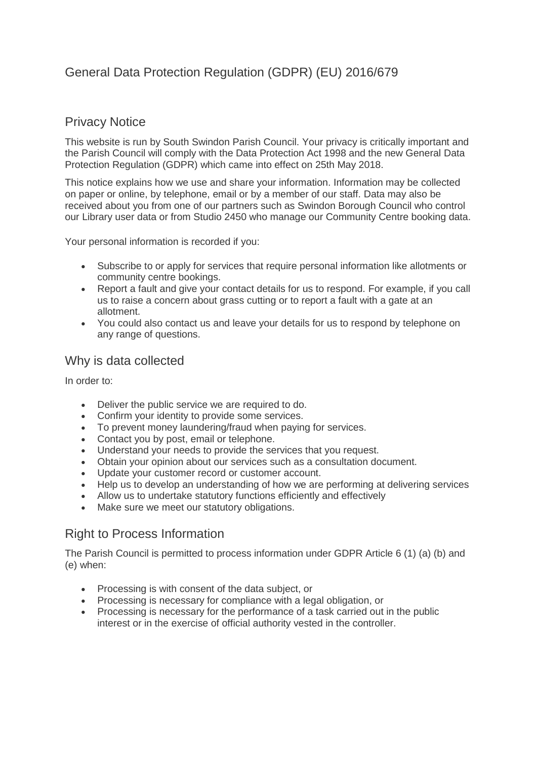# General Data Protection Regulation (GDPR) (EU) 2016/679

## Privacy Notice

This website is run by South Swindon Parish Council. Your privacy is critically important and the Parish Council will comply with the Data Protection Act 1998 and the new General Data Protection Regulation (GDPR) which came into effect on 25th May 2018.

This notice explains how we use and share your information. Information may be collected on paper or online, by telephone, email or by a member of our staff. Data may also be received about you from one of our partners such as Swindon Borough Council who control our Library user data or from Studio 2450 who manage our Community Centre booking data.

Your personal information is recorded if you:

- Subscribe to or apply for services that require personal information like allotments or community centre bookings.
- Report a fault and give your contact details for us to respond. For example, if you call us to raise a concern about grass cutting or to report a fault with a gate at an allotment.
- You could also contact us and leave your details for us to respond by telephone on any range of questions.

## Why is data collected

In order to:

- Deliver the public service we are required to do.
- Confirm your identity to provide some services.
- To prevent money laundering/fraud when paying for services.
- Contact you by post, email or telephone.
- Understand your needs to provide the services that you request.
- Obtain your opinion about our services such as a consultation document.
- Update your customer record or customer account.
- Help us to develop an understanding of how we are performing at delivering services
- Allow us to undertake statutory functions efficiently and effectively
- Make sure we meet our statutory obligations.

## Right to Process Information

The Parish Council is permitted to process information under GDPR Article 6 (1) (a) (b) and (e) when:

- Processing is with consent of the data subject, or
- Processing is necessary for compliance with a legal obligation, or
- Processing is necessary for the performance of a task carried out in the public interest or in the exercise of official authority vested in the controller.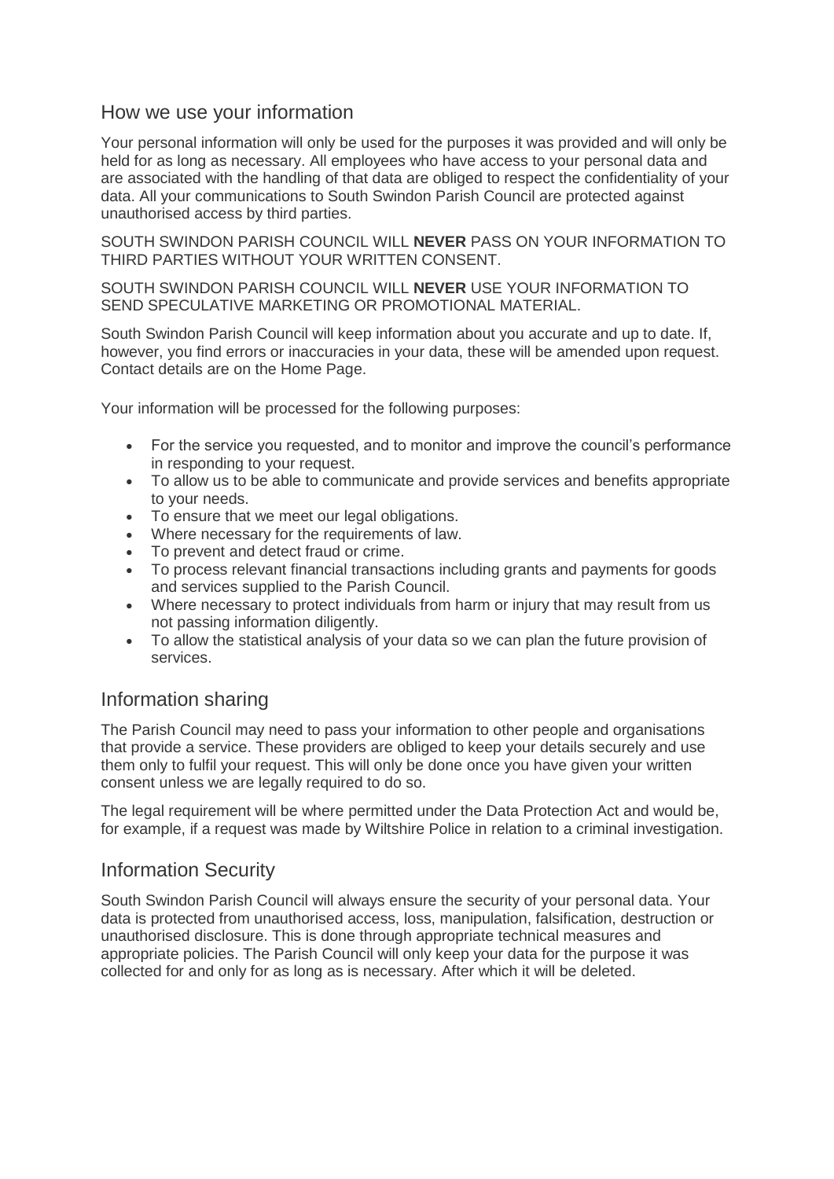## How we use your information

Your personal information will only be used for the purposes it was provided and will only be held for as long as necessary. All employees who have access to your personal data and are associated with the handling of that data are obliged to respect the confidentiality of your data. All your communications to South Swindon Parish Council are protected against unauthorised access by third parties.

SOUTH SWINDON PARISH COUNCIL WILL **NEVER** PASS ON YOUR INFORMATION TO THIRD PARTIES WITHOUT YOUR WRITTEN CONSENT.

SOUTH SWINDON PARISH COUNCIL WILL **NEVER** USE YOUR INFORMATION TO SEND SPECULATIVE MARKETING OR PROMOTIONAL MATERIAL.

South Swindon Parish Council will keep information about you accurate and up to date. If, however, you find errors or inaccuracies in your data, these will be amended upon request. Contact details are on the Home Page.

Your information will be processed for the following purposes:

- For the service you requested, and to monitor and improve the council's performance in responding to your request.
- To allow us to be able to communicate and provide services and benefits appropriate to your needs.
- To ensure that we meet our legal obligations.
- Where necessary for the requirements of law.
- To prevent and detect fraud or crime.
- To process relevant financial transactions including grants and payments for goods and services supplied to the Parish Council.
- Where necessary to protect individuals from harm or injury that may result from us not passing information diligently.
- To allow the statistical analysis of your data so we can plan the future provision of services.

## Information sharing

The Parish Council may need to pass your information to other people and organisations that provide a service. These providers are obliged to keep your details securely and use them only to fulfil your request. This will only be done once you have given your written consent unless we are legally required to do so.

The legal requirement will be where permitted under the Data Protection Act and would be, for example, if a request was made by Wiltshire Police in relation to a criminal investigation.

## Information Security

South Swindon Parish Council will always ensure the security of your personal data. Your data is protected from unauthorised access, loss, manipulation, falsification, destruction or unauthorised disclosure. This is done through appropriate technical measures and appropriate policies. The Parish Council will only keep your data for the purpose it was collected for and only for as long as is necessary. After which it will be deleted.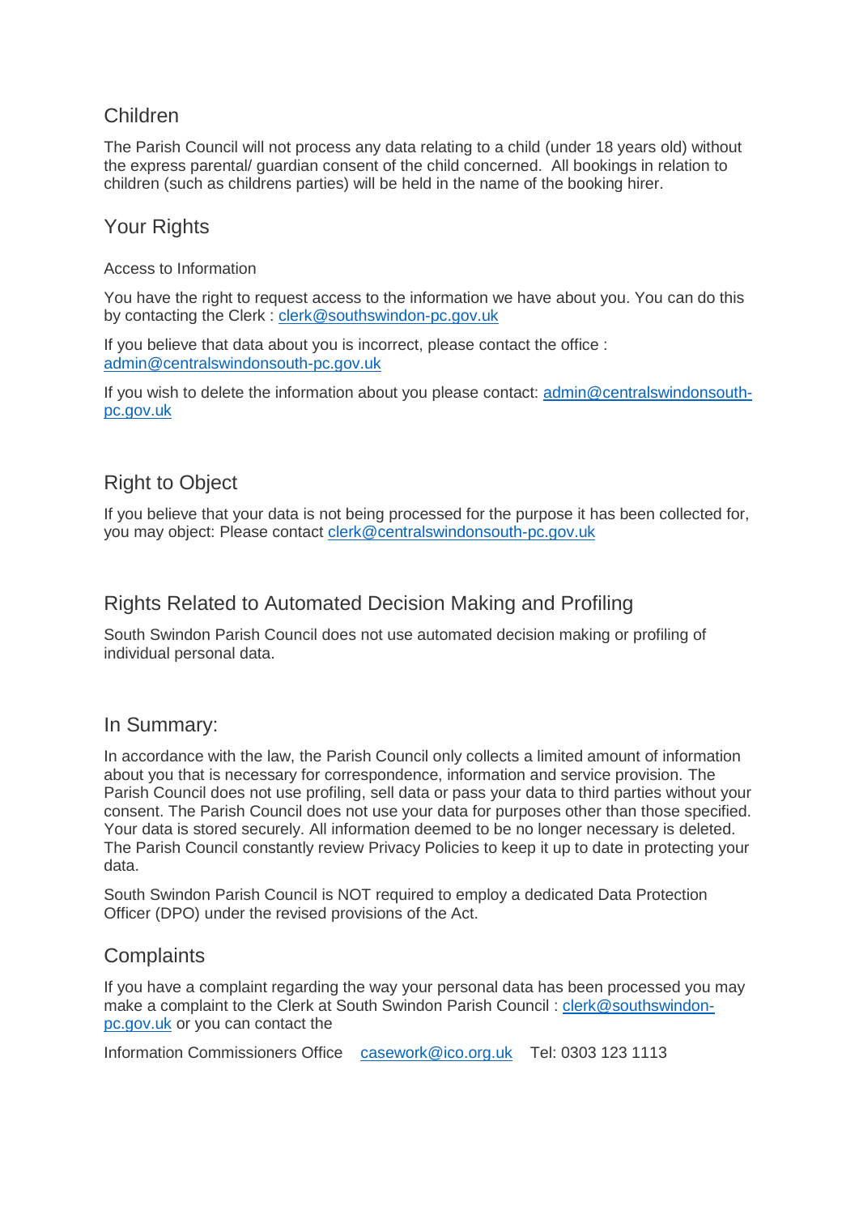## Children

The Parish Council will not process any data relating to a child (under 18 years old) without the express parental/ guardian consent of the child concerned.  All bookings in relation to children (such as childrens parties) will be held in the name of the booking hirer.

## Your Rights

Access to Information

You have the right to request access to the information we have about you. You can do this by contacting the Clerk : clerk@southswindon-pc.gov.uk

If you believe that data about you is incorrect, please contact the office : admin@centralswindonsouth-pc.gov.uk

If you wish to delete the information about you please contact: admin@centralswindonsouth-pc.gov.uk

## Right to Object

If you believe that your data is not being processed for the purpose it has been collected for, you may object: Please contact clerk@centralswindonsouth-pc.gov.uk

## Rights Related to Automated Decision Making and Profiling

South Swindon Parish Council does not use automated decision making or profiling of individual personal data.

## In Summary:

In accordance with the law, the Parish Council only collects a limited amount of information about you that is necessary for correspondence, information and service provision. The Parish Council does not use profiling, sell data or pass your data to third parties without your consent. The Parish Council does not use your data for purposes other than those specified. Your data is stored securely. All information deemed to be no longer necessary is deleted. The Parish Council constantly review Privacy Policies to keep it up to date in protecting your data.

South Swindon Parish Council is NOT required to employ a dedicated Data Protection Officer (DPO) under the revised provisions of the Act.

## Complaints

If you have a complaint regarding the way your personal data has been processed you may make a complaint to the Clerk at South Swindon Parish Council : clerk@southswindon-pc.gov.uk or you can contact the

Information Commissioners Office    casework@ico.org.uk    Tel: 0303 123 1113